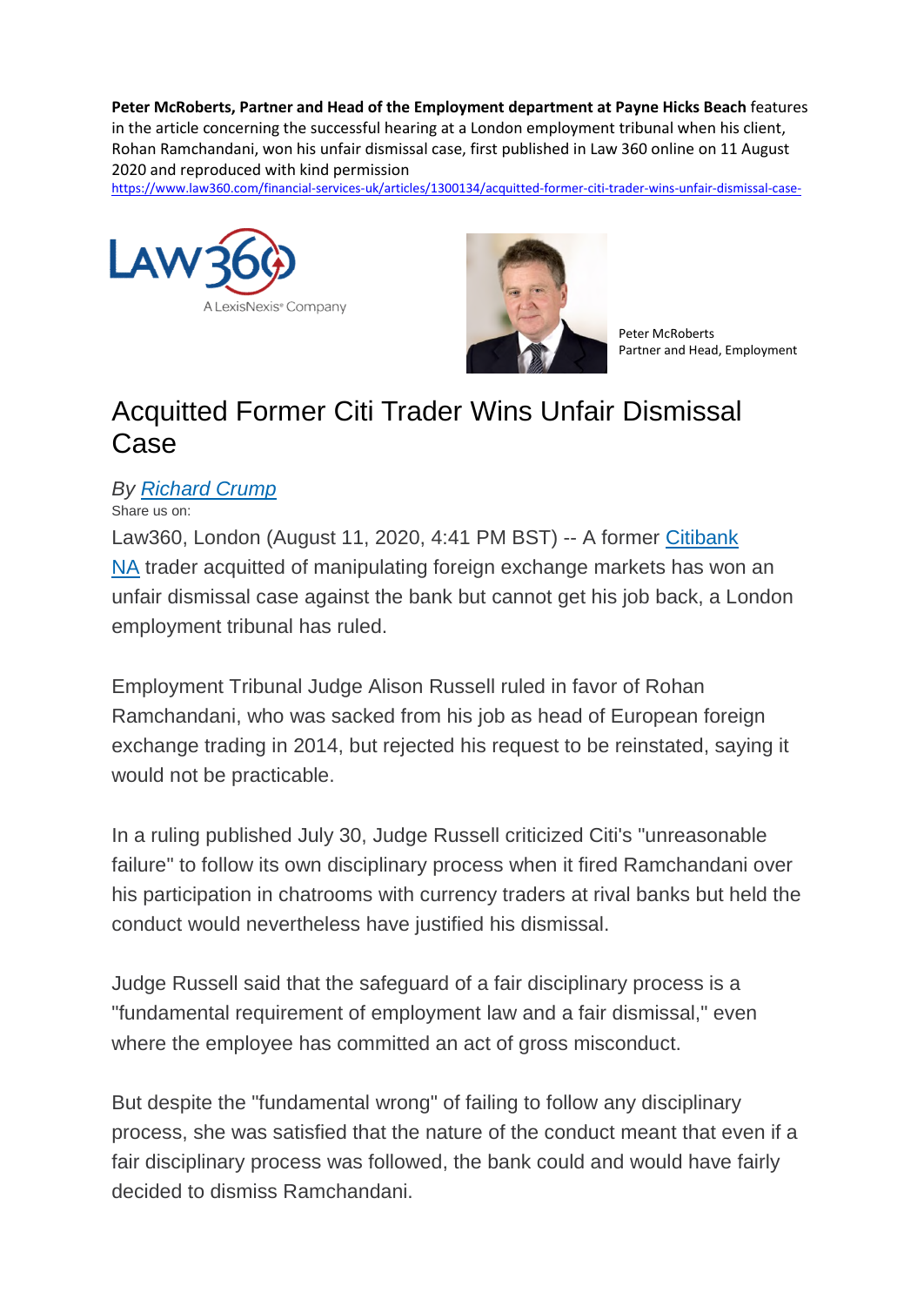**Peter McRoberts, Partner and Head of the Employment department at Payne Hicks Beach** features in the article concerning the successful hearing at a London employment tribunal when his client, Rohan Ramchandani, won his unfair dismissal case, first published in Law 360 online on 11 August 2020 and reproduced with kind permission
https://www.law360.com/financial-services-uk/articles/1300134/acquitted-former-citi-trader-wins-unfair-dismissal-case-

Peter McRoberts
Partner and Head, Employment

# Acquitted Former Citi Trader Wins Unfair Dismissal Case

*By Richard Crump*

Share us on:

Law360, London (August 11, 2020, 4:41 PM BST) -- A former Citibank NA trader acquitted of manipulating foreign exchange markets has won an unfair dismissal case against the bank but cannot get his job back, a London employment tribunal has ruled.

Employment Tribunal Judge Alison Russell ruled in favor of Rohan Ramchandani, who was sacked from his job as head of European foreign exchange trading in 2014, but rejected his request to be reinstated, saying it would not be practicable.

In a ruling published July 30, Judge Russell criticized Citi's "unreasonable failure" to follow its own disciplinary process when it fired Ramchandani over his participation in chatrooms with currency traders at rival banks but held the conduct would nevertheless have justified his dismissal.

Judge Russell said that the safeguard of a fair disciplinary process is a "fundamental requirement of employment law and a fair dismissal," even where the employee has committed an act of gross misconduct.

But despite the "fundamental wrong" of failing to follow any disciplinary process, she was satisfied that the nature of the conduct meant that even if a fair disciplinary process was followed, the bank could and would have fairly decided to dismiss Ramchandani.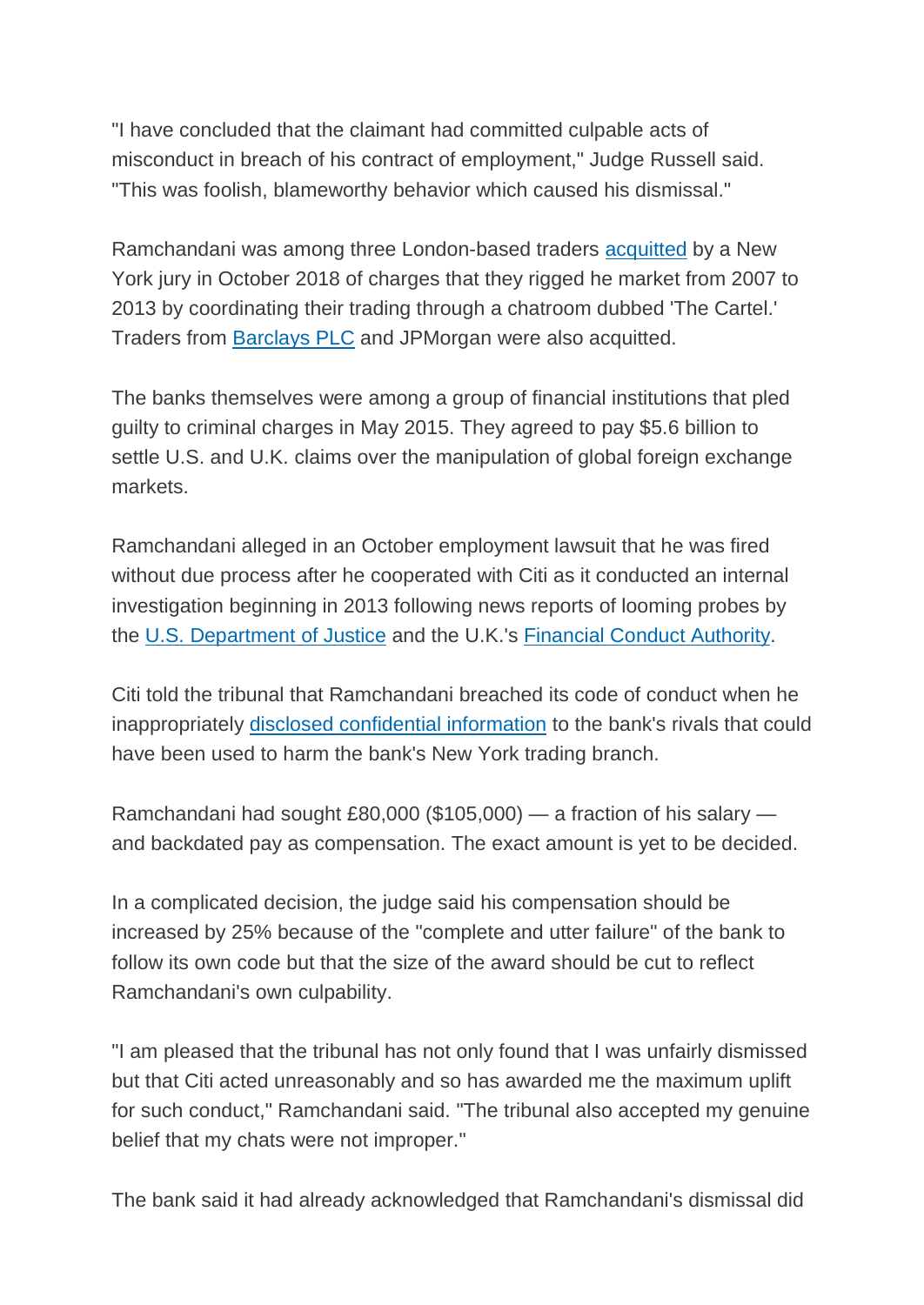"I have concluded that the claimant had committed culpable acts of misconduct in breach of his contract of employment," Judge Russell said. "This was foolish, blameworthy behavior which caused his dismissal."

Ramchandani was among three London-based traders acquitted by a New York jury in October 2018 of charges that they rigged he market from 2007 to 2013 by coordinating their trading through a chatroom dubbed 'The Cartel.' Traders from Barclays PLC and JPMorgan were also acquitted.

The banks themselves were among a group of financial institutions that pled guilty to criminal charges in May 2015. They agreed to pay $5.6 billion to settle U.S. and U.K. claims over the manipulation of global foreign exchange markets.

Ramchandani alleged in an October employment lawsuit that he was fired without due process after he cooperated with Citi as it conducted an internal investigation beginning in 2013 following news reports of looming probes by the U.S. Department of Justice and the U.K.'s Financial Conduct Authority.

Citi told the tribunal that Ramchandani breached its code of conduct when he inappropriately disclosed confidential information to the bank's rivals that could have been used to harm the bank's New York trading branch.

Ramchandani had sought £80,000 ($105,000) — a fraction of his salary — and backdated pay as compensation. The exact amount is yet to be decided.

In a complicated decision, the judge said his compensation should be increased by 25% because of the "complete and utter failure" of the bank to follow its own code but that the size of the award should be cut to reflect Ramchandani's own culpability.

"I am pleased that the tribunal has not only found that I was unfairly dismissed but that Citi acted unreasonably and so has awarded me the maximum uplift for such conduct," Ramchandani said. "The tribunal also accepted my genuine belief that my chats were not improper."

The bank said it had already acknowledged that Ramchandani's dismissal did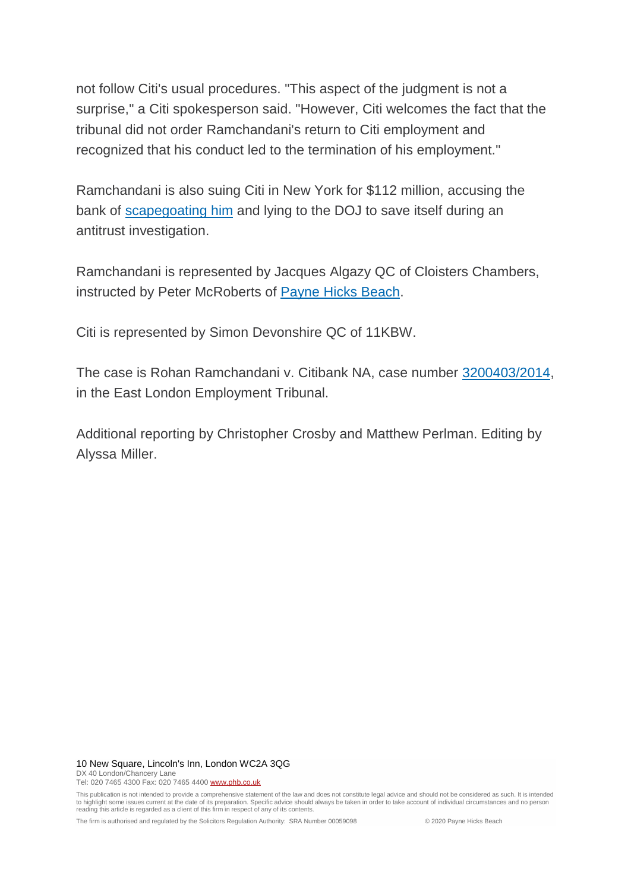not follow Citi's usual procedures. "This aspect of the judgment is not a surprise," a Citi spokesperson said. "However, Citi welcomes the fact that the tribunal did not order Ramchandani's return to Citi employment and recognized that his conduct led to the termination of his employment."

Ramchandani is also suing Citi in New York for $112 million, accusing the bank of scapegoating him and lying to the DOJ to save itself during an antitrust investigation.

Ramchandani is represented by Jacques Algazy QC of Cloisters Chambers, instructed by Peter McRoberts of Payne Hicks Beach.

Citi is represented by Simon Devonshire QC of 11KBW.

The case is Rohan Ramchandani v. Citibank NA, case number 3200403/2014, in the East London Employment Tribunal.

Additional reporting by Christopher Crosby and Matthew Perlman. Editing by Alyssa Miller.

10 New Square, Lincoln's Inn, London WC2A 3QG
DX 40 London/Chancery Lane
Tel: 020 7465 4300 Fax: 020 7465 4400 www.phb.co.uk

This publication is not intended to provide a comprehensive statement of the law and does not constitute legal advice and should not be considered as such. It is intended to highlight some issues current at the date of its preparation. Specific advice should always be taken in order to take account of individual circumstances and no person reading this article is regarded as a client of this firm in respect of any of its contents.

The firm is authorised and regulated by the Solicitors Regulation Authority: SRA Number 00059098 © 2020 Payne Hicks Beach